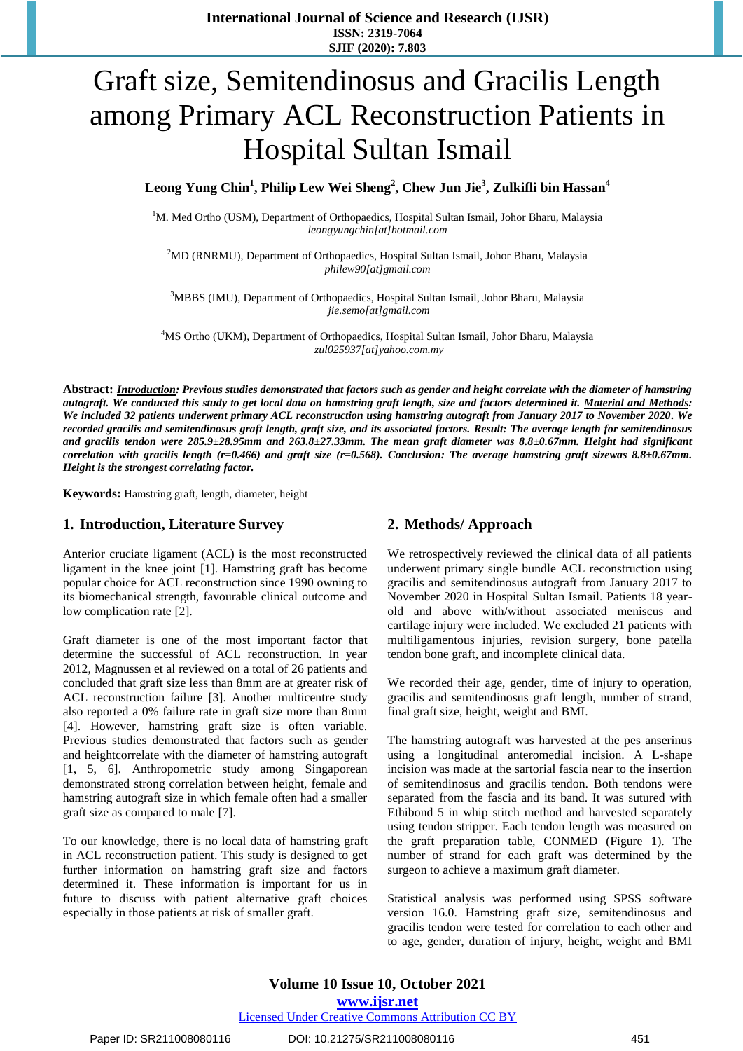# Graft size, Semitendinosus and Gracilis Length among Primary ACL Reconstruction Patients in Hospital Sultan Ismail

**Leong Yung Chin[1], Philip Lew Wei Sheng[2], Chew Jun Jie[3], Zulkifli bin Hassan[4]**

[1]M. Med Ortho (USM), Department of Orthopaedics, Hospital Sultan Ismail, Johor Bharu, Malaysia
*leongyungchin[at]hotmail.com*

[2]MD (RNRMU), Department of Orthopaedics, Hospital Sultan Ismail, Johor Bharu, Malaysia
*philew90[at]gmail.com*

[3]MBBS (IMU), Department of Orthopaedics, Hospital Sultan Ismail, Johor Bharu, Malaysia
*jie.semo[at]gmail.com*

[4]MS Ortho (UKM), Department of Orthopaedics, Hospital Sultan Ismail, Johor Bharu, Malaysia
*zul025937[at]yahoo.com.my*

**Abstract:** ***Introduction**: Previous studies demonstrated that factors such as gender and height correlate with the diameter of hamstring autograft. We conducted this study to get local data on hamstring graft length, size and factors determined it. **Material and Methods**: We included 32 patients underwent primary ACL reconstruction using hamstring autograft from January 2017 to November 2020. We recorded gracilis and semitendinosus graft length, graft size, and its associated factors. **Result**: The average length for semitendinosus and gracilis tendon were 285.9±28.95mm and 263.8±27.33mm. The mean graft diameter was 8.8±0.67mm. Height had significant correlation with gracilis length (r=0.466) and graft size (r=0.568). **Conclusion**: The average hamstring graft sizewas 8.8±0.67mm. Height is the strongest correlating factor.*

**Keywords:** Hamstring graft, length, diameter, height

## 1. Introduction, Literature Survey

Anterior cruciate ligament (ACL) is the most reconstructed ligament in the knee joint [1]. Hamstring graft has become popular choice for ACL reconstruction since 1990 owning to its biomechanical strength, favourable clinical outcome and low complication rate [2].

Graft diameter is one of the most important factor that determine the successful of ACL reconstruction. In year 2012, Magnussen et al reviewed on a total of 26 patients and concluded that graft size less than 8mm are at greater risk of ACL reconstruction failure [3]. Another multicentre study also reported a 0% failure rate in graft size more than 8mm [4]. However, hamstring graft size is often variable. Previous studies demonstrated that factors such as gender and heightcorrelate with the diameter of hamstring autograft [1, 5, 6]. Anthropometric study among Singaporean demonstrated strong correlation between height, female and hamstring autograft size in which female often had a smaller graft size as compared to male [7].

To our knowledge, there is no local data of hamstring graft in ACL reconstruction patient. This study is designed to get further information on hamstring graft size and factors determined it. These information is important for us in future to discuss with patient alternative graft choices especially in those patients at risk of smaller graft.

## 2. Methods/ Approach

We retrospectively reviewed the clinical data of all patients underwent primary single bundle ACL reconstruction using gracilis and semitendinosus autograft from January 2017 to November 2020 in Hospital Sultan Ismail. Patients 18 year-old and above with/without associated meniscus and cartilage injury were included. We excluded 21 patients with multiligamentous injuries, revision surgery, bone patella tendon bone graft, and incomplete clinical data.

We recorded their age, gender, time of injury to operation, gracilis and semitendinosus graft length, number of strand, final graft size, height, weight and BMI.

The hamstring autograft was harvested at the pes anserinus using a longitudinal anteromedial incision. A L-shape incision was made at the sartorial fascia near to the insertion of semitendinosus and gracilis tendon. Both tendons were separated from the fascia and its band. It was sutured with Ethibond 5 in whip stitch method and harvested separately using tendon stripper. Each tendon length was measured on the graft preparation table, CONMED (Figure 1). The number of strand for each graft was determined by the surgeon to achieve a maximum graft diameter.

Statistical analysis was performed using SPSS software version 16.0. Hamstring graft size, semitendinosus and gracilis tendon were tested for correlation to each other and to age, gender, duration of injury, height, weight and BMI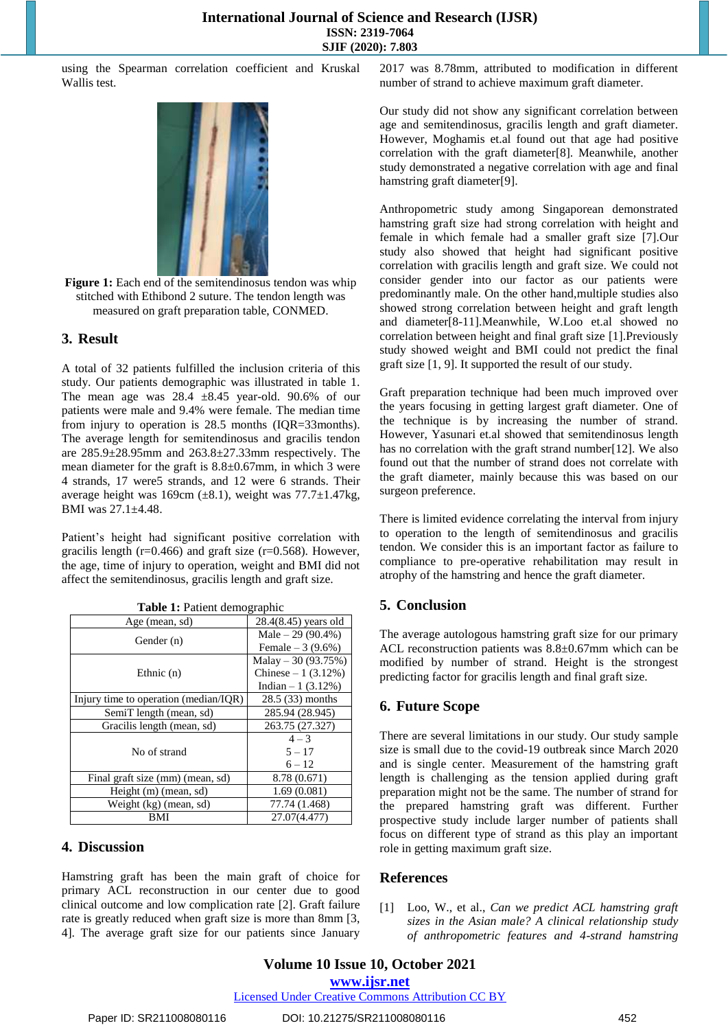using the Spearman correlation coefficient and Kruskal Wallis test.

**Figure 1:** Each end of the semitendinosus tendon was whip stitched with Ethibond 2 suture. The tendon length was measured on graft preparation table, CONMED.

## 3. Result

A total of 32 patients fulfilled the inclusion criteria of this study. Our patients demographic was illustrated in table 1. The mean age was 28.4 ±8.45 year-old. 90.6% of our patients were male and 9.4% were female. The median time from injury to operation is 28.5 months (IQR=33months). The average length for semitendinosus and gracilis tendon are 285.9±28.95mm and 263.8±27.33mm respectively. The mean diameter for the graft is 8.8±0.67mm, in which 3 were 4 strands, 17 were5 strands, and 12 were 6 strands. Their average height was 169cm (±8.1), weight was 77.7±1.47kg, BMI was 27.1±4.48.

Patient's height had significant positive correlation with gracilis length (r=0.466) and graft size (r=0.568). However, the age, time of injury to operation, weight and BMI did not affect the semitendinosus, gracilis length and graft size.

**Table 1:** Patient demographic

| | |
|---|---|
| Age (mean, sd) | 28.4(8.45) years old |
| Gender (n) | Male – 29 (90.4%)<br>Female – 3 (9.6%) |
| Ethnic (n) | Malay – 30 (93.75%)<br>Chinese – 1 (3.12%)<br>Indian – 1 (3.12%) |
| Injury time to operation (median/IQR) | 28.5 (33) months |
| SemiT length (mean, sd) | 285.94 (28.945) |
| Gracilis length (mean, sd) | 263.75 (27.327) |
| No of strand | 4 – 3<br>5 – 17<br>6 – 12 |
| Final graft size (mm) (mean, sd) | 8.78 (0.671) |
| Height (m) (mean, sd) | 1.69 (0.081) |
| Weight (kg) (mean, sd) | 77.74 (1.468) |
| BMI | 27.07(4.477) |

## 4. Discussion

Hamstring graft has been the main graft of choice for primary ACL reconstruction in our center due to good clinical outcome and low complication rate [2]. Graft failure rate is greatly reduced when graft size is more than 8mm [3, 4]. The average graft size for our patients since January 2017 was 8.78mm, attributed to modification in different number of strand to achieve maximum graft diameter.

Our study did not show any significant correlation between age and semitendinosus, gracilis length and graft diameter. However, Moghamis et.al found out that age had positive correlation with the graft diameter[8]. Meanwhile, another study demonstrated a negative correlation with age and final hamstring graft diameter[9].

Anthropometric study among Singaporean demonstrated hamstring graft size had strong correlation with height and female in which female had a smaller graft size [7].Our study also showed that height had significant positive correlation with gracilis length and graft size. We could not consider gender into our factor as our patients were predominantly male. On the other hand,multiple studies also showed strong correlation between height and graft length and diameter[8-11].Meanwhile, W.Loo et.al showed no correlation between height and final graft size [1].Previously study showed weight and BMI could not predict the final graft size [1, 9]. It supported the result of our study.

Graft preparation technique had been much improved over the years focusing in getting largest graft diameter. One of the technique is by increasing the number of strand. However, Yasunari et.al showed that semitendinosus length has no correlation with the graft strand number[12]. We also found out that the number of strand does not correlate with the graft diameter, mainly because this was based on our surgeon preference.

There is limited evidence correlating the interval from injury to operation to the length of semitendinosus and gracilis tendon. We consider this is an important factor as failure to compliance to pre-operative rehabilitation may result in atrophy of the hamstring and hence the graft diameter.

## 5. Conclusion

The average autologous hamstring graft size for our primary ACL reconstruction patients was 8.8±0.67mm which can be modified by number of strand. Height is the strongest predicting factor for gracilis length and final graft size.

## 6. Future Scope

There are several limitations in our study. Our study sample size is small due to the covid-19 outbreak since March 2020 and is single center. Measurement of the hamstring graft length is challenging as the tension applied during graft preparation might not be the same. The number of strand for the prepared hamstring graft was different. Further prospective study include larger number of patients shall focus on different type of strand as this play an important role in getting maximum graft size.

## References

[1] Loo, W., et al., *Can we predict ACL hamstring graft sizes in the Asian male? A clinical relationship study of anthropometric features and 4-strand hamstring*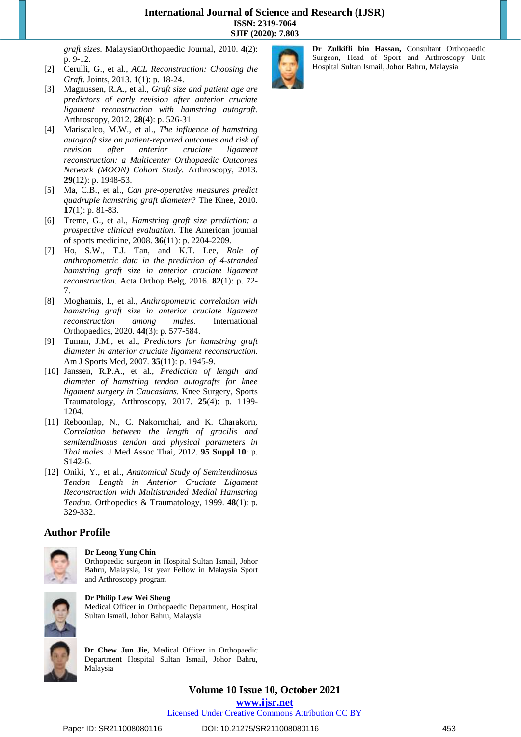graft sizes. MalaysianOrthopaedic Journal, 2010. **4**(2): p. 9-12.

[2] Cerulli, G., et al., *ACL Reconstruction: Choosing the Graft.* Joints, 2013. **1**(1): p. 18-24.

[3] Magnussen, R.A., et al., *Graft size and patient age are predictors of early revision after anterior cruciate ligament reconstruction with hamstring autograft.* Arthroscopy, 2012. **28**(4): p. 526-31.

[4] Mariscalco, M.W., et al., *The influence of hamstring autograft size on patient-reported outcomes and risk of revision after anterior cruciate ligament reconstruction: a Multicenter Orthopaedic Outcomes Network (MOON) Cohort Study.* Arthroscopy, 2013. **29**(12): p. 1948-53.

[5] Ma, C.B., et al., *Can pre-operative measures predict quadruple hamstring graft diameter?* The Knee, 2010. **17**(1): p. 81-83.

[6] Treme, G., et al., *Hamstring graft size prediction: a prospective clinical evaluation.* The American journal of sports medicine, 2008. **36**(11): p. 2204-2209.

[7] Ho, S.W., T.J. Tan, and K.T. Lee, *Role of anthropometric data in the prediction of 4-stranded hamstring graft size in anterior cruciate ligament reconstruction.* Acta Orthop Belg, 2016. **82**(1): p. 72-7.

[8] Moghamis, I., et al., *Anthropometric correlation with hamstring graft size in anterior cruciate ligament reconstruction among males.* International Orthopaedics, 2020. **44**(3): p. 577-584.

[9] Tuman, J.M., et al., *Predictors for hamstring graft diameter in anterior cruciate ligament reconstruction.* Am J Sports Med, 2007. **35**(11): p. 1945-9.

[10] Janssen, R.P.A., et al., *Prediction of length and diameter of hamstring tendon autografts for knee ligament surgery in Caucasians.* Knee Surgery, Sports Traumatology, Arthroscopy, 2017. **25**(4): p. 1199-1204.

[11] Reboonlap, N., C. Nakornchai, and K. Charakorn, *Correlation between the length of gracilis and semitendinosus tendon and physical parameters in Thai males.* J Med Assoc Thai, 2012. **95 Suppl 10**: p. S142-6.

[12] Oniki, Y., et al., *Anatomical Study of Semitendinosus Tendon Length in Anterior Cruciate Ligament Reconstruction with Multistranded Medial Hamstring Tendon.* Orthopedics & Traumatology, 1999. **48**(1): p. 329-332.

## Author Profile

**Dr Leong Yung Chin**
Orthopaedic surgeon in Hospital Sultan Ismail, Johor Bahru, Malaysia, 1st year Fellow in Malaysia Sport and Arthroscopy program

**Dr Philip Lew Wei Sheng**
Medical Officer in Orthopaedic Department, Hospital Sultan Ismail, Johor Bahru, Malaysia

**Dr Chew Jun Jie,** Medical Officer in Orthopaedic Department Hospital Sultan Ismail, Johor Bahru, Malaysia

**Dr Zulkifli bin Hassan,** Consultant Orthopaedic Surgeon, Head of Sport and Arthroscopy Unit Hospital Sultan Ismail, Johor Bahru, Malaysia